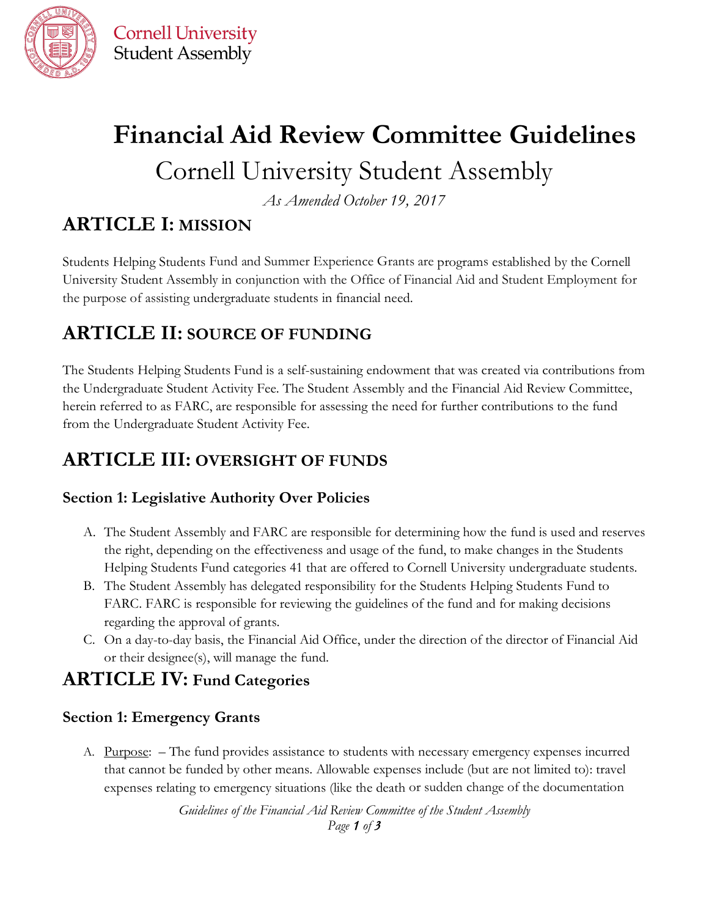# Financial Aid Review Committee Guidelines

## Cornell University Student Assembly

*As Amended October 19, 2017*

## ARTICLE I: MISSION

Students Helping Students Fund and Summer Experience Grants are programs established by the Cornell University Student Assembly in conjunction with the Office of Financial Aid and Student Employment for the purpose of assisting undergraduate students in financial need.

## ARTICLE II: SOURCE OF FUNDING

The Students Helping Students Fund is a self-sustaining endowment that was created via contributions from the Undergraduate Student Activity Fee. The Student Assembly and the Financial Aid Review Committee, herein referred to as FARC, are responsible for assessing the need for further contributions to the fund from the Undergraduate Student Activity Fee.

## ARTICLE III: OVERSIGHT OF FUNDS

### Section 1: Legislative Authority Over Policies

A. The Student Assembly and FARC are responsible for determining how the fund is used and reserves the right, depending on the effectiveness and usage of the fund, to make changes in the Students Helping Students Fund categories 41 that are offered to Cornell University undergraduate students.
B. The Student Assembly has delegated responsibility for the Students Helping Students Fund to FARC. FARC is responsible for reviewing the guidelines of the fund and for making decisions regarding the approval of grants.
C. On a day-to-day basis, the Financial Aid Office, under the direction of the director of Financial Aid or their designee(s), will manage the fund.

## ARTICLE IV: Fund Categories

### Section 1: Emergency Grants

A. Purpose: – The fund provides assistance to students with necessary emergency expenses incurred that cannot be funded by other means. Allowable expenses include (but are not limited to): travel expenses relating to emergency situations (like the death or sudden change of the documentation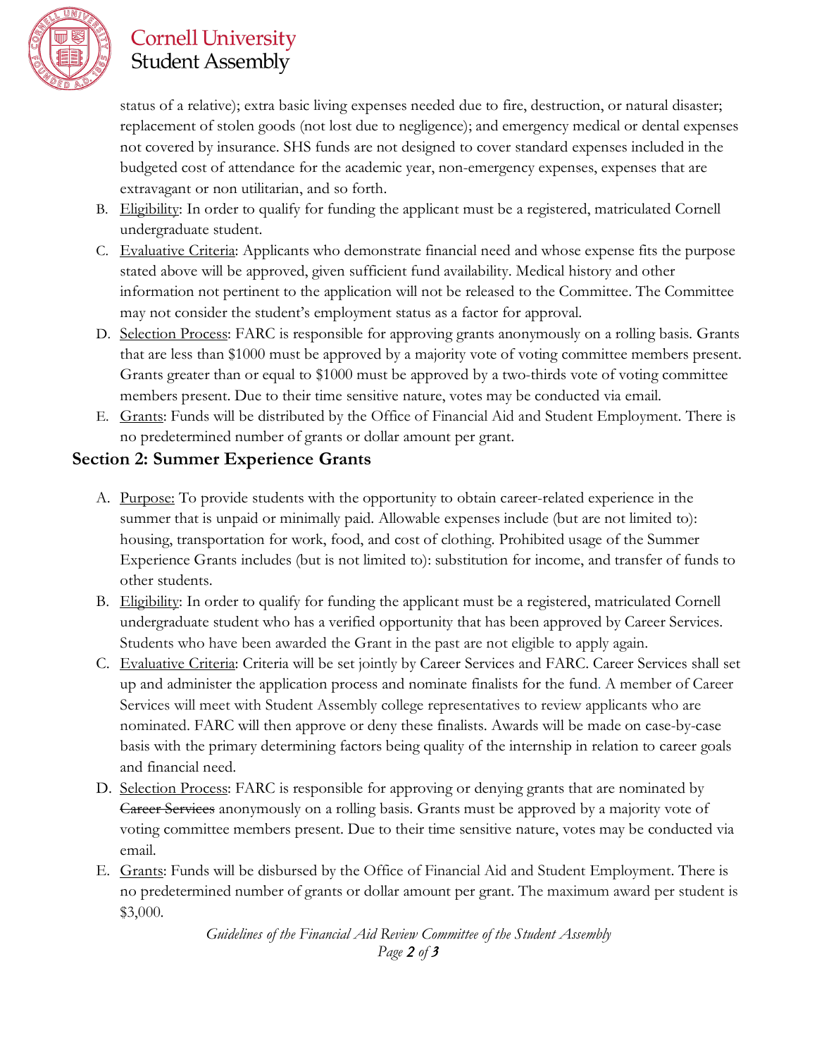status of a relative); extra basic living expenses needed due to fire, destruction, or natural disaster; replacement of stolen goods (not lost due to negligence); and emergency medical or dental expenses not covered by insurance. SHS funds are not designed to cover standard expenses included in the budgeted cost of attendance for the academic year, non-emergency expenses, expenses that are extravagant or non utilitarian, and so forth.

B. Eligibility: In order to qualify for funding the applicant must be a registered, matriculated Cornell undergraduate student.

C. Evaluative Criteria: Applicants who demonstrate financial need and whose expense fits the purpose stated above will be approved, given sufficient fund availability. Medical history and other information not pertinent to the application will not be released to the Committee. The Committee may not consider the student's employment status as a factor for approval.

D. Selection Process: FARC is responsible for approving grants anonymously on a rolling basis. Grants that are less than $1000 must be approved by a majority vote of voting committee members present. Grants greater than or equal to $1000 must be approved by a two-thirds vote of voting committee members present. Due to their time sensitive nature, votes may be conducted via email.

E. Grants: Funds will be distributed by the Office of Financial Aid and Student Employment. There is no predetermined number of grants or dollar amount per grant.

## Section 2: Summer Experience Grants

A. Purpose: To provide students with the opportunity to obtain career-related experience in the summer that is unpaid or minimally paid. Allowable expenses include (but are not limited to): housing, transportation for work, food, and cost of clothing. Prohibited usage of the Summer Experience Grants includes (but is not limited to): substitution for income, and transfer of funds to other students.

B. Eligibility: In order to qualify for funding the applicant must be a registered, matriculated Cornell undergraduate student who has a verified opportunity that has been approved by Career Services. Students who have been awarded the Grant in the past are not eligible to apply again.

C. Evaluative Criteria: Criteria will be set jointly by Career Services and FARC. Career Services shall set up and administer the application process and nominate finalists for the fund. A member of Career Services will meet with Student Assembly college representatives to review applicants who are nominated. FARC will then approve or deny these finalists. Awards will be made on case-by-case basis with the primary determining factors being quality of the internship in relation to career goals and financial need.

D. Selection Process: FARC is responsible for approving or denying grants that are nominated by ~~Career Services~~ anonymously on a rolling basis. Grants must be approved by a majority vote of voting committee members present. Due to their time sensitive nature, votes may be conducted via email.

E. Grants: Funds will be disbursed by the Office of Financial Aid and Student Employment. There is no predetermined number of grants or dollar amount per grant. The maximum award per student is $3,000.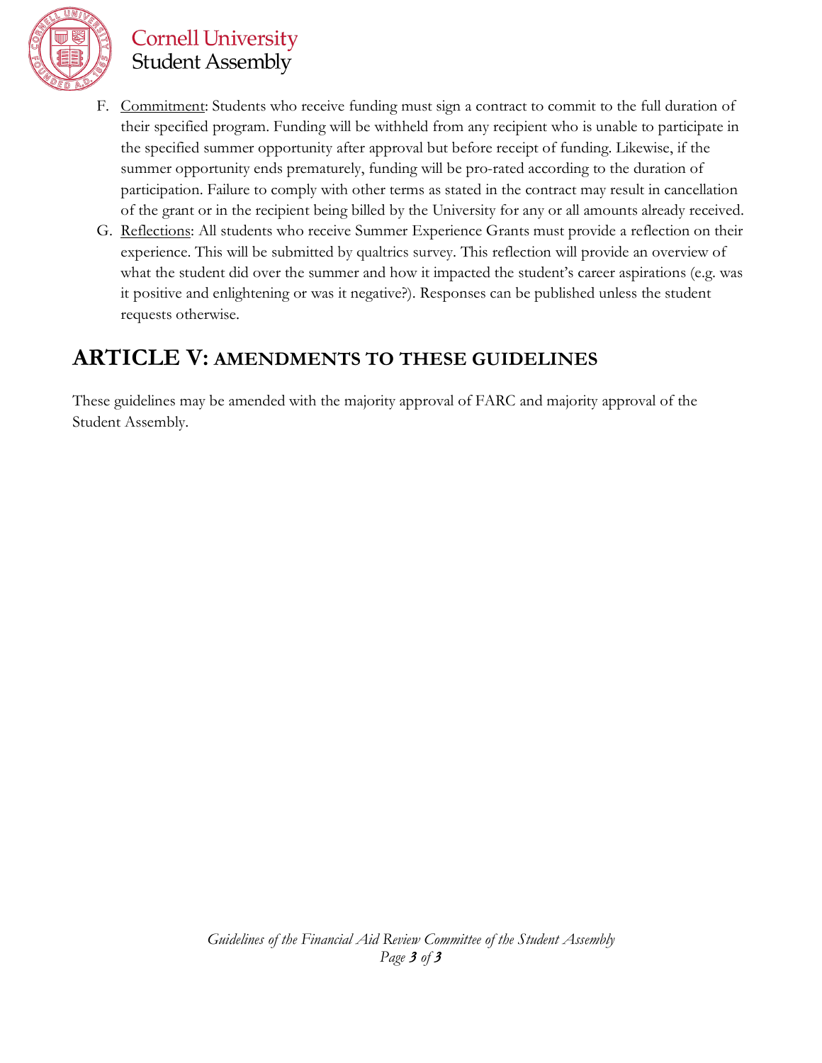F. <u>Commitment</u>: Students who receive funding must sign a contract to commit to the full duration of their specified program. Funding will be withheld from any recipient who is unable to participate in the specified summer opportunity after approval but before receipt of funding. Likewise, if the summer opportunity ends prematurely, funding will be pro-rated according to the duration of participation. Failure to comply with other terms as stated in the contract may result in cancellation of the grant or in the recipient being billed by the University for any or all amounts already received.

G. <u>Reflections</u>: All students who receive Summer Experience Grants must provide a reflection on their experience. This will be submitted by qualtrics survey. This reflection will provide an overview of what the student did over the summer and how it impacted the student's career aspirations (e.g. was it positive and enlightening or was it negative?). Responses can be published unless the student requests otherwise.

## ARTICLE V: AMENDMENTS TO THESE GUIDELINES

These guidelines may be amended with the majority approval of FARC and majority approval of the Student Assembly.